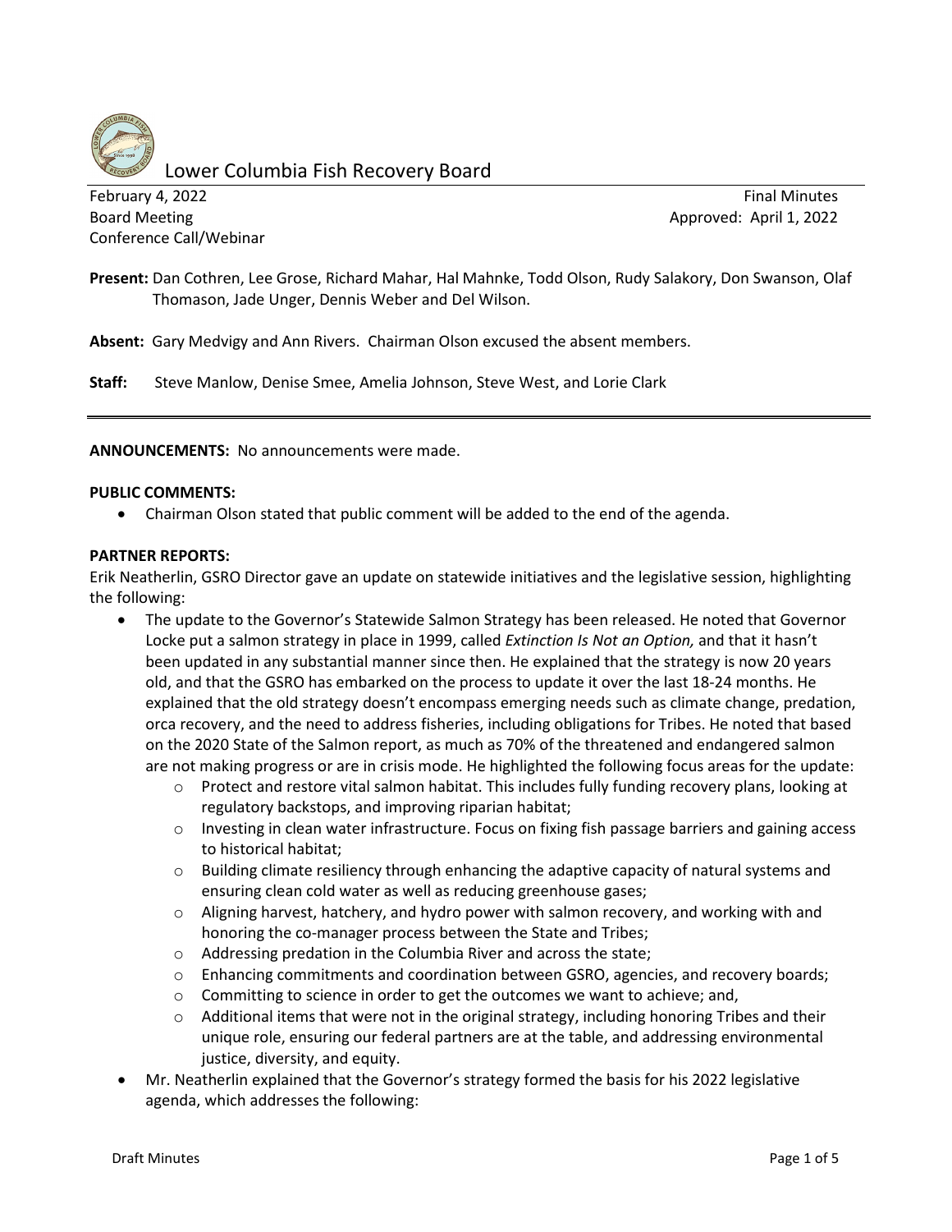# Lower Columbia Fish Recovery Board

February 4, 2022 — Final Minutes
Board Meeting — Approved: April 1, 2022
Conference Call/Webinar

**Present:** Dan Cothren, Lee Grose, Richard Mahar, Hal Mahnke, Todd Olson, Rudy Salakory, Don Swanson, Olaf Thomason, Jade Unger, Dennis Weber and Del Wilson.

**Absent:** Gary Medvigy and Ann Rivers. Chairman Olson excused the absent members.

**Staff:** Steve Manlow, Denise Smee, Amelia Johnson, Steve West, and Lorie Clark

---

**ANNOUNCEMENTS:** No announcements were made.

**PUBLIC COMMENTS:**

- Chairman Olson stated that public comment will be added to the end of the agenda.

**PARTNER REPORTS:**

Erik Neatherlin, GSRO Director gave an update on statewide initiatives and the legislative session, highlighting the following:

- The update to the Governor's Statewide Salmon Strategy has been released. He noted that Governor Locke put a salmon strategy in place in 1999, called *Extinction Is Not an Option,* and that it hasn't been updated in any substantial manner since then. He explained that the strategy is now 20 years old, and that the GSRO has embarked on the process to update it over the last 18-24 months. He explained that the old strategy doesn't encompass emerging needs such as climate change, predation, orca recovery, and the need to address fisheries, including obligations for Tribes. He noted that based on the 2020 State of the Salmon report, as much as 70% of the threatened and endangered salmon are not making progress or are in crisis mode. He highlighted the following focus areas for the update:
  - Protect and restore vital salmon habitat. This includes fully funding recovery plans, looking at regulatory backstops, and improving riparian habitat;
  - Investing in clean water infrastructure. Focus on fixing fish passage barriers and gaining access to historical habitat;
  - Building climate resiliency through enhancing the adaptive capacity of natural systems and ensuring clean cold water as well as reducing greenhouse gases;
  - Aligning harvest, hatchery, and hydro power with salmon recovery, and working with and honoring the co-manager process between the State and Tribes;
  - Addressing predation in the Columbia River and across the state;
  - Enhancing commitments and coordination between GSRO, agencies, and recovery boards;
  - Committing to science in order to get the outcomes we want to achieve; and,
  - Additional items that were not in the original strategy, including honoring Tribes and their unique role, ensuring our federal partners are at the table, and addressing environmental justice, diversity, and equity.
- Mr. Neatherlin explained that the Governor's strategy formed the basis for his 2022 legislative agenda, which addresses the following: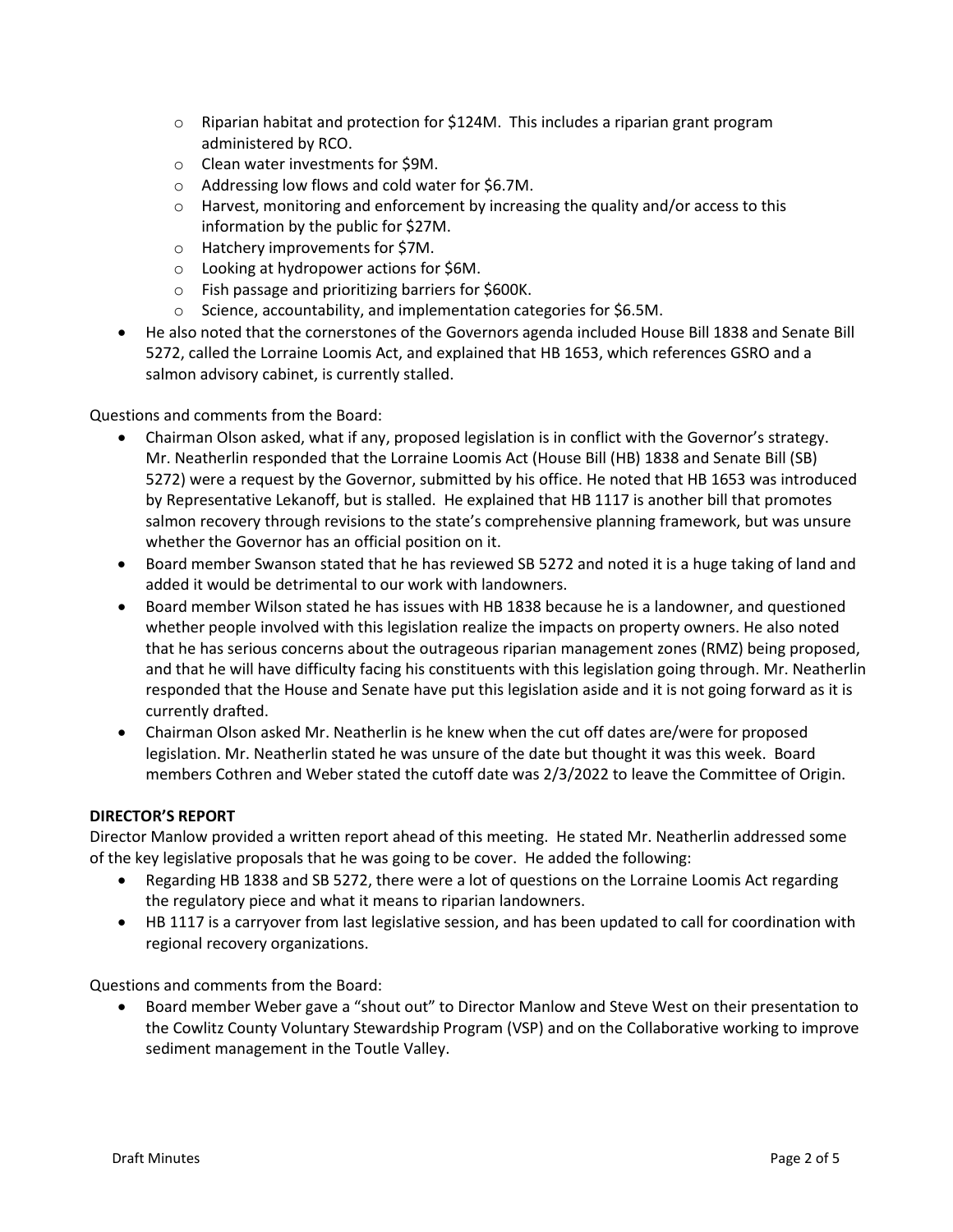- Riparian habitat and protection for $124M. This includes a riparian grant program administered by RCO.
  - Clean water investments for $9M.
  - Addressing low flows and cold water for $6.7M.
  - Harvest, monitoring and enforcement by increasing the quality and/or access to this information by the public for $27M.
  - Hatchery improvements for $7M.
  - Looking at hydropower actions for $6M.
  - Fish passage and prioritizing barriers for $600K.
  - Science, accountability, and implementation categories for $6.5M.
- He also noted that the cornerstones of the Governors agenda included House Bill 1838 and Senate Bill 5272, called the Lorraine Loomis Act, and explained that HB 1653, which references GSRO and a salmon advisory cabinet, is currently stalled.

Questions and comments from the Board:

- Chairman Olson asked, what if any, proposed legislation is in conflict with the Governor's strategy. Mr. Neatherlin responded that the Lorraine Loomis Act (House Bill (HB) 1838 and Senate Bill (SB) 5272) were a request by the Governor, submitted by his office. He noted that HB 1653 was introduced by Representative Lekanoff, but is stalled. He explained that HB 1117 is another bill that promotes salmon recovery through revisions to the state's comprehensive planning framework, but was unsure whether the Governor has an official position on it.
- Board member Swanson stated that he has reviewed SB 5272 and noted it is a huge taking of land and added it would be detrimental to our work with landowners.
- Board member Wilson stated he has issues with HB 1838 because he is a landowner, and questioned whether people involved with this legislation realize the impacts on property owners. He also noted that he has serious concerns about the outrageous riparian management zones (RMZ) being proposed, and that he will have difficulty facing his constituents with this legislation going through. Mr. Neatherlin responded that the House and Senate have put this legislation aside and it is not going forward as it is currently drafted.
- Chairman Olson asked Mr. Neatherlin is he knew when the cut off dates are/were for proposed legislation. Mr. Neatherlin stated he was unsure of the date but thought it was this week. Board members Cothren and Weber stated the cutoff date was 2/3/2022 to leave the Committee of Origin.

**DIRECTOR'S REPORT**

Director Manlow provided a written report ahead of this meeting. He stated Mr. Neatherlin addressed some of the key legislative proposals that he was going to be cover. He added the following:

- Regarding HB 1838 and SB 5272, there were a lot of questions on the Lorraine Loomis Act regarding the regulatory piece and what it means to riparian landowners.
- HB 1117 is a carryover from last legislative session, and has been updated to call for coordination with regional recovery organizations.

Questions and comments from the Board:

- Board member Weber gave a "shout out" to Director Manlow and Steve West on their presentation to the Cowlitz County Voluntary Stewardship Program (VSP) and on the Collaborative working to improve sediment management in the Toutle Valley.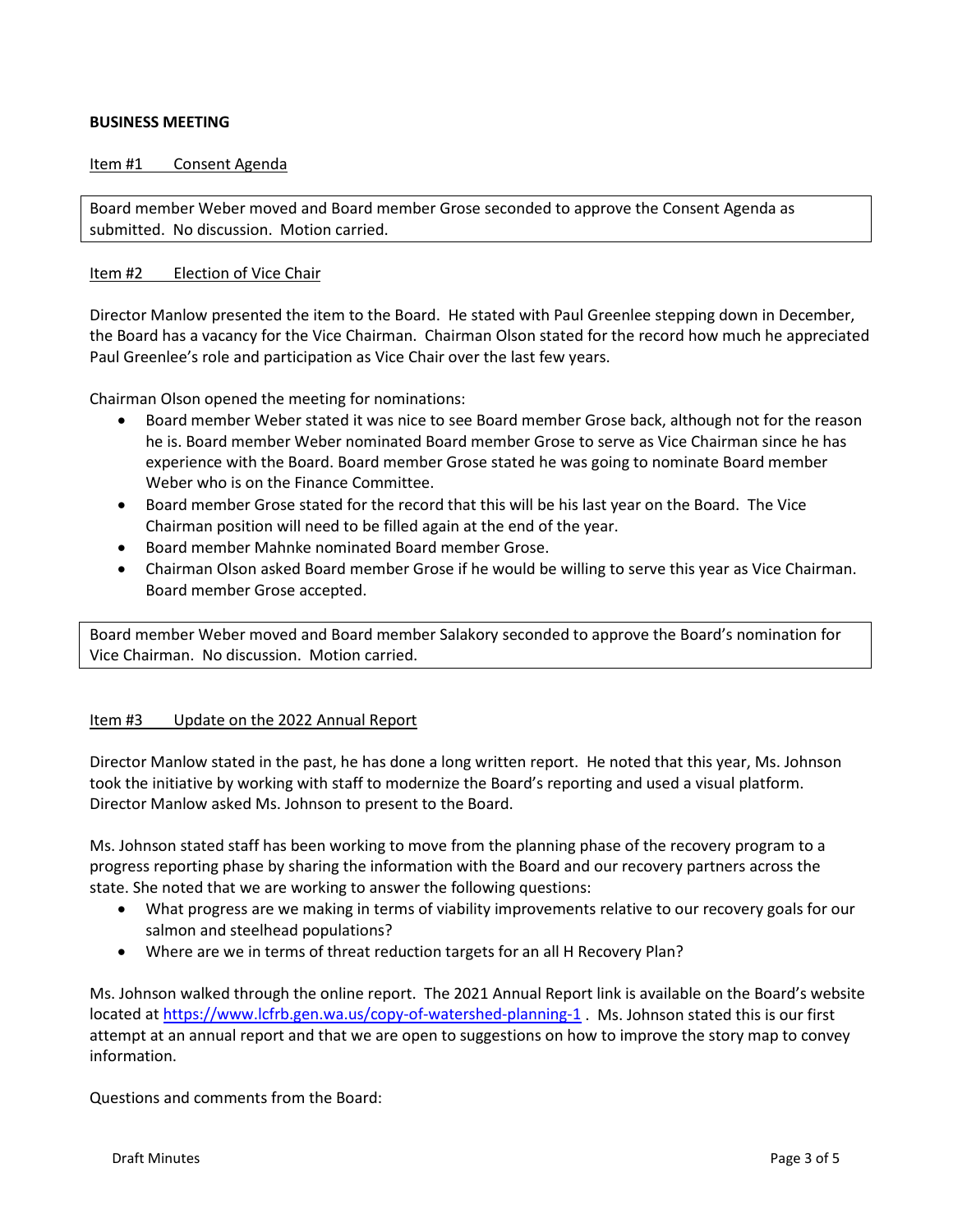**BUSINESS MEETING**

Item #1 Consent Agenda

Board member Weber moved and Board member Grose seconded to approve the Consent Agenda as submitted. No discussion. Motion carried.

Item #2 Election of Vice Chair

Director Manlow presented the item to the Board. He stated with Paul Greenlee stepping down in December, the Board has a vacancy for the Vice Chairman. Chairman Olson stated for the record how much he appreciated Paul Greenlee's role and participation as Vice Chair over the last few years.

Chairman Olson opened the meeting for nominations:

- Board member Weber stated it was nice to see Board member Grose back, although not for the reason he is. Board member Weber nominated Board member Grose to serve as Vice Chairman since he has experience with the Board. Board member Grose stated he was going to nominate Board member Weber who is on the Finance Committee.
- Board member Grose stated for the record that this will be his last year on the Board. The Vice Chairman position will need to be filled again at the end of the year.
- Board member Mahnke nominated Board member Grose.
- Chairman Olson asked Board member Grose if he would be willing to serve this year as Vice Chairman. Board member Grose accepted.

Board member Weber moved and Board member Salakory seconded to approve the Board's nomination for Vice Chairman. No discussion. Motion carried.

Item #3 Update on the 2022 Annual Report

Director Manlow stated in the past, he has done a long written report. He noted that this year, Ms. Johnson took the initiative by working with staff to modernize the Board's reporting and used a visual platform. Director Manlow asked Ms. Johnson to present to the Board.

Ms. Johnson stated staff has been working to move from the planning phase of the recovery program to a progress reporting phase by sharing the information with the Board and our recovery partners across the state. She noted that we are working to answer the following questions:

- What progress are we making in terms of viability improvements relative to our recovery goals for our salmon and steelhead populations?
- Where are we in terms of threat reduction targets for an all H Recovery Plan?

Ms. Johnson walked through the online report. The 2021 Annual Report link is available on the Board's website located at https://www.lcfrb.gen.wa.us/copy-of-watershed-planning-1 . Ms. Johnson stated this is our first attempt at an annual report and that we are open to suggestions on how to improve the story map to convey information.

Questions and comments from the Board: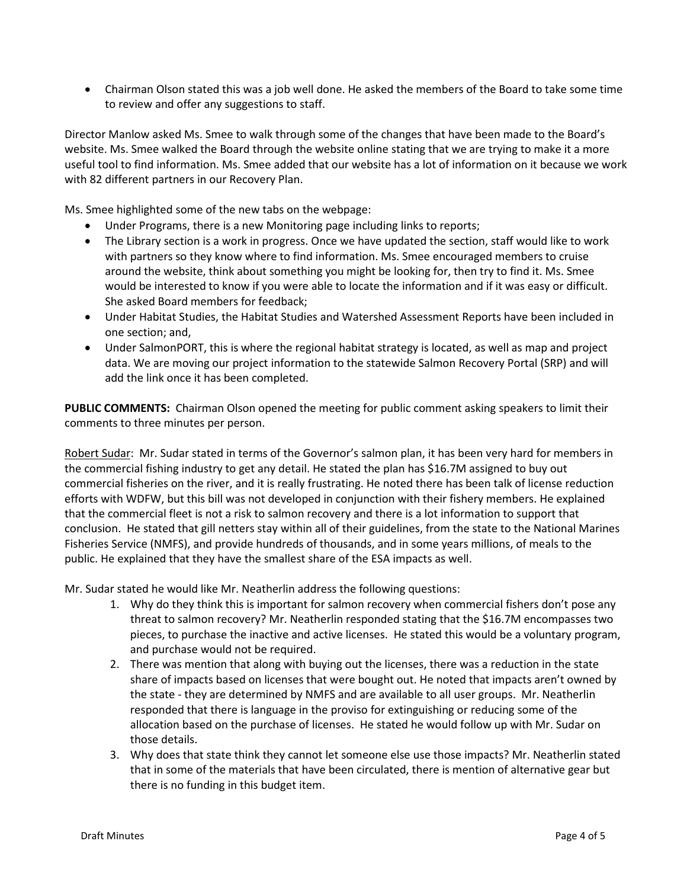- Chairman Olson stated this was a job well done. He asked the members of the Board to take some time to review and offer any suggestions to staff.

Director Manlow asked Ms. Smee to walk through some of the changes that have been made to the Board's website. Ms. Smee walked the Board through the website online stating that we are trying to make it a more useful tool to find information. Ms. Smee added that our website has a lot of information on it because we work with 82 different partners in our Recovery Plan.

Ms. Smee highlighted some of the new tabs on the webpage:

- Under Programs, there is a new Monitoring page including links to reports;
- The Library section is a work in progress. Once we have updated the section, staff would like to work with partners so they know where to find information. Ms. Smee encouraged members to cruise around the website, think about something you might be looking for, then try to find it. Ms. Smee would be interested to know if you were able to locate the information and if it was easy or difficult. She asked Board members for feedback;
- Under Habitat Studies, the Habitat Studies and Watershed Assessment Reports have been included in one section; and,
- Under SalmonPORT, this is where the regional habitat strategy is located, as well as map and project data. We are moving our project information to the statewide Salmon Recovery Portal (SRP) and will add the link once it has been completed.

**PUBLIC COMMENTS:** Chairman Olson opened the meeting for public comment asking speakers to limit their comments to three minutes per person.

Robert Sudar: Mr. Sudar stated in terms of the Governor's salmon plan, it has been very hard for members in the commercial fishing industry to get any detail. He stated the plan has $16.7M assigned to buy out commercial fisheries on the river, and it is really frustrating. He noted there has been talk of license reduction efforts with WDFW, but this bill was not developed in conjunction with their fishery members. He explained that the commercial fleet is not a risk to salmon recovery and there is a lot information to support that conclusion. He stated that gill netters stay within all of their guidelines, from the state to the National Marines Fisheries Service (NMFS), and provide hundreds of thousands, and in some years millions, of meals to the public. He explained that they have the smallest share of the ESA impacts as well.

Mr. Sudar stated he would like Mr. Neatherlin address the following questions:

1. Why do they think this is important for salmon recovery when commercial fishers don't pose any threat to salmon recovery? Mr. Neatherlin responded stating that the $16.7M encompasses two pieces, to purchase the inactive and active licenses. He stated this would be a voluntary program, and purchase would not be required.
2. There was mention that along with buying out the licenses, there was a reduction in the state share of impacts based on licenses that were bought out. He noted that impacts aren't owned by the state - they are determined by NMFS and are available to all user groups. Mr. Neatherlin responded that there is language in the proviso for extinguishing or reducing some of the allocation based on the purchase of licenses. He stated he would follow up with Mr. Sudar on those details.
3. Why does that state think they cannot let someone else use those impacts? Mr. Neatherlin stated that in some of the materials that have been circulated, there is mention of alternative gear but there is no funding in this budget item.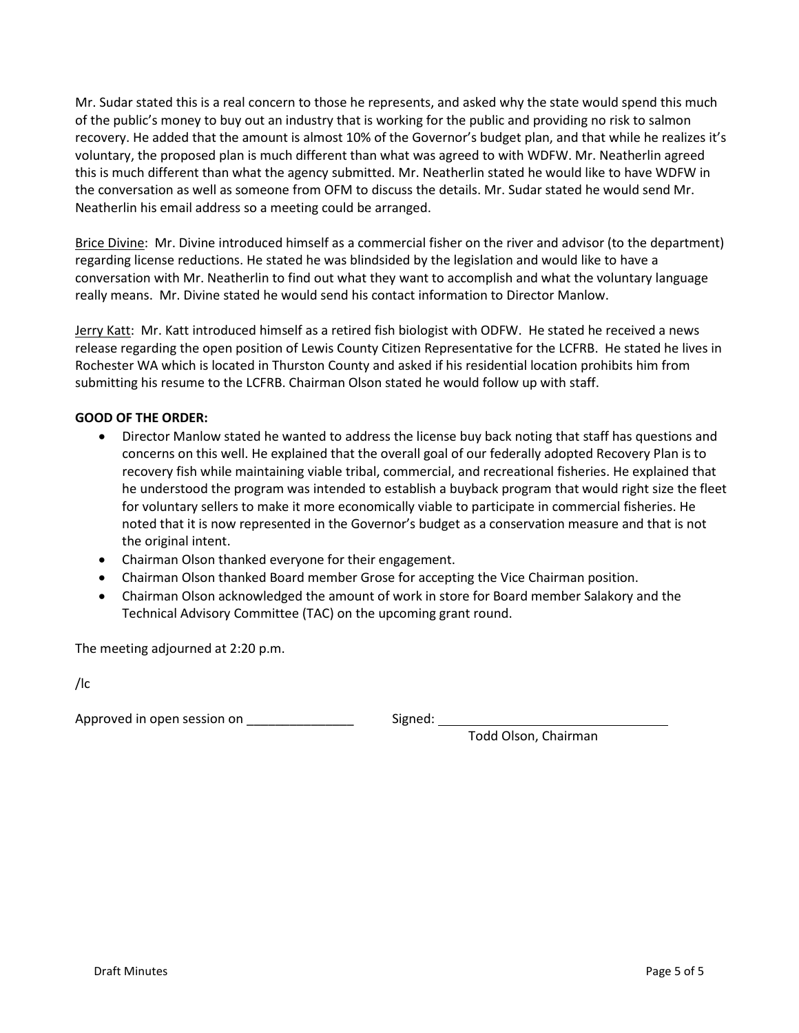Mr. Sudar stated this is a real concern to those he represents, and asked why the state would spend this much of the public's money to buy out an industry that is working for the public and providing no risk to salmon recovery. He added that the amount is almost 10% of the Governor's budget plan, and that while he realizes it's voluntary, the proposed plan is much different than what was agreed to with WDFW. Mr. Neatherlin agreed this is much different than what the agency submitted. Mr. Neatherlin stated he would like to have WDFW in the conversation as well as someone from OFM to discuss the details. Mr. Sudar stated he would send Mr. Neatherlin his email address so a meeting could be arranged.

<u>Brice Divine</u>: Mr. Divine introduced himself as a commercial fisher on the river and advisor (to the department) regarding license reductions. He stated he was blindsided by the legislation and would like to have a conversation with Mr. Neatherlin to find out what they want to accomplish and what the voluntary language really means. Mr. Divine stated he would send his contact information to Director Manlow.

<u>Jerry Katt</u>: Mr. Katt introduced himself as a retired fish biologist with ODFW. He stated he received a news release regarding the open position of Lewis County Citizen Representative for the LCFRB. He stated he lives in Rochester WA which is located in Thurston County and asked if his residential location prohibits him from submitting his resume to the LCFRB. Chairman Olson stated he would follow up with staff.

**GOOD OF THE ORDER:**

- Director Manlow stated he wanted to address the license buy back noting that staff has questions and concerns on this well. He explained that the overall goal of our federally adopted Recovery Plan is to recovery fish while maintaining viable tribal, commercial, and recreational fisheries. He explained that he understood the program was intended to establish a buyback program that would right size the fleet for voluntary sellers to make it more economically viable to participate in commercial fisheries. He noted that it is now represented in the Governor's budget as a conservation measure and that is not the original intent.
- Chairman Olson thanked everyone for their engagement.
- Chairman Olson thanked Board member Grose for accepting the Vice Chairman position.
- Chairman Olson acknowledged the amount of work in store for Board member Salakory and the Technical Advisory Committee (TAC) on the upcoming grant round.

The meeting adjourned at 2:20 p.m.

/lc

Approved in open session on _______________ Signed: _________________________________

Todd Olson, Chairman

Draft Minutes